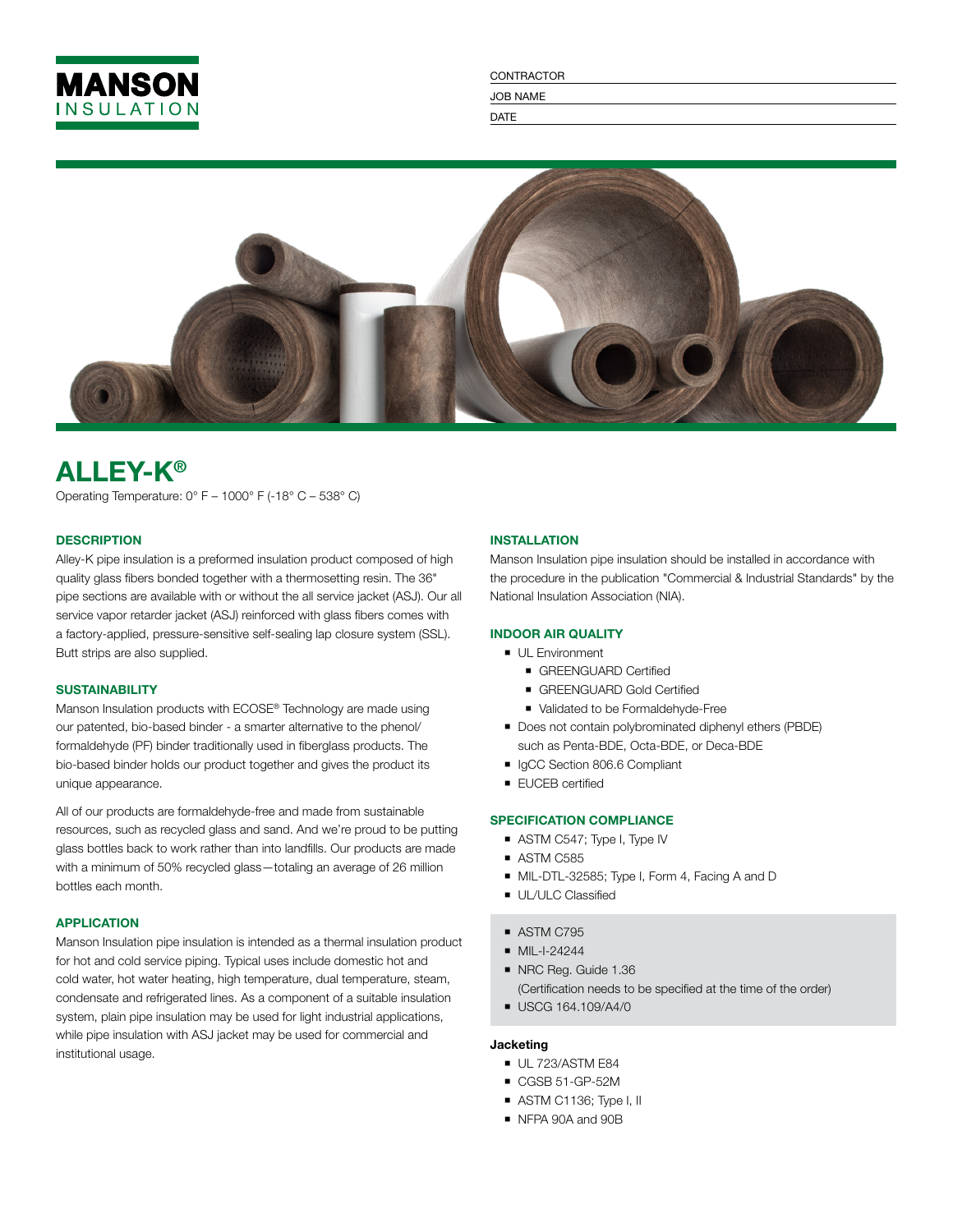MANSON INSULATION

CONTRACTOR

JOB NAME

DATE

# ALLEY-K®

Operating Temperature: 0° F – 1000° F (-18° C – 538° C)

## DESCRIPTION

Alley-K pipe insulation is a preformed insulation product composed of high quality glass fibers bonded together with a thermosetting resin. The 36" pipe sections are available with or without the all service jacket (ASJ). Our all service vapor retarder jacket (ASJ) reinforced with glass fibers comes with a factory-applied, pressure-sensitive self-sealing lap closure system (SSL). Butt strips are also supplied.

## SUSTAINABILITY

Manson Insulation products with ECOSE® Technology are made using our patented, bio-based binder - a smarter alternative to the phenol/formaldehyde (PF) binder traditionally used in fiberglass products. The bio-based binder holds our product together and gives the product its unique appearance.

All of our products are formaldehyde-free and made from sustainable resources, such as recycled glass and sand. And we're proud to be putting glass bottles back to work rather than into landfills. Our products are made with a minimum of 50% recycled glass—totaling an average of 26 million bottles each month.

## APPLICATION

Manson Insulation pipe insulation is intended as a thermal insulation product for hot and cold service piping. Typical uses include domestic hot and cold water, hot water heating, high temperature, dual temperature, steam, condensate and refrigerated lines. As a component of a suitable insulation system, plain pipe insulation may be used for light industrial applications, while pipe insulation with ASJ jacket may be used for commercial and institutional usage.

## INSTALLATION

Manson Insulation pipe insulation should be installed in accordance with the procedure in the publication "Commercial & Industrial Standards" by the National Insulation Association (NIA).

## INDOOR AIR QUALITY

- UL Environment
  - GREENGUARD Certified
  - GREENGUARD Gold Certified
  - Validated to be Formaldehyde-Free
- Does not contain polybrominated diphenyl ethers (PBDE) such as Penta-BDE, Octa-BDE, or Deca-BDE
- IgCC Section 806.6 Compliant
- EUCEB certified

## SPECIFICATION COMPLIANCE

- ASTM C547; Type I, Type IV
- ASTM C585
- MIL-DTL-32585; Type I, Form 4, Facing A and D
- UL/ULC Classified

- ASTM C795
- MIL-I-24244
- NRC Reg. Guide 1.36
  (Certification needs to be specified at the time of the order)
- USCG 164.109/A4/0

### Jacketing

- UL 723/ASTM E84
- CGSB 51-GP-52M
- ASTM C1136; Type I, II
- NFPA 90A and 90B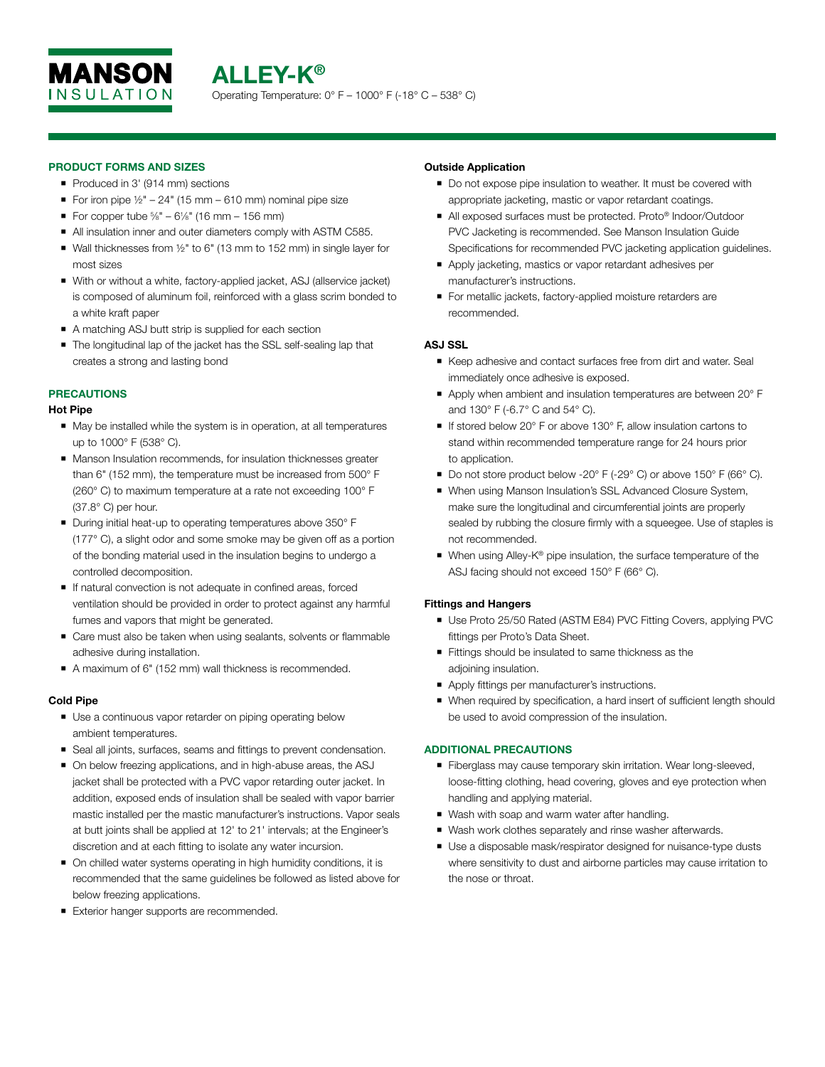# ALLEY-K®

Operating Temperature: 0° F – 1000° F (-18° C – 538° C)

## PRODUCT FORMS AND SIZES

- Produced in 3' (914 mm) sections
- For iron pipe ½" – 24" (15 mm – 610 mm) nominal pipe size
- For copper tube ⅝" – 6⅛" (16 mm – 156 mm)
- All insulation inner and outer diameters comply with ASTM C585.
- Wall thicknesses from ½" to 6" (13 mm to 152 mm) in single layer for most sizes
- With or without a white, factory-applied jacket, ASJ (allservice jacket) is composed of aluminum foil, reinforced with a glass scrim bonded to a white kraft paper
- A matching ASJ butt strip is supplied for each section
- The longitudinal lap of the jacket has the SSL self-sealing lap that creates a strong and lasting bond

## PRECAUTIONS

### Hot Pipe

- May be installed while the system is in operation, at all temperatures up to 1000° F (538° C).
- Manson Insulation recommends, for insulation thicknesses greater than 6" (152 mm), the temperature must be increased from 500° F (260° C) to maximum temperature at a rate not exceeding 100° F (37.8° C) per hour.
- During initial heat-up to operating temperatures above 350° F (177° C), a slight odor and some smoke may be given off as a portion of the bonding material used in the insulation begins to undergo a controlled decomposition.
- If natural convection is not adequate in confined areas, forced ventilation should be provided in order to protect against any harmful fumes and vapors that might be generated.
- Care must also be taken when using sealants, solvents or flammable adhesive during installation.
- A maximum of 6" (152 mm) wall thickness is recommended.

### Cold Pipe

- Use a continuous vapor retarder on piping operating below ambient temperatures.
- Seal all joints, surfaces, seams and fittings to prevent condensation.
- On below freezing applications, and in high-abuse areas, the ASJ jacket shall be protected with a PVC vapor retarding outer jacket. In addition, exposed ends of insulation shall be sealed with vapor barrier mastic installed per the mastic manufacturer's instructions. Vapor seals at butt joints shall be applied at 12' to 21' intervals; at the Engineer's discretion and at each fitting to isolate any water incursion.
- On chilled water systems operating in high humidity conditions, it is recommended that the same guidelines be followed as listed above for below freezing applications.
- Exterior hanger supports are recommended.

### Outside Application

- Do not expose pipe insulation to weather. It must be covered with appropriate jacketing, mastic or vapor retardant coatings.
- All exposed surfaces must be protected. Proto® Indoor/Outdoor PVC Jacketing is recommended. See Manson Insulation Guide Specifications for recommended PVC jacketing application guidelines.
- Apply jacketing, mastics or vapor retardant adhesives per manufacturer's instructions.
- For metallic jackets, factory-applied moisture retarders are recommended.

### ASJ SSL

- Keep adhesive and contact surfaces free from dirt and water. Seal immediately once adhesive is exposed.
- Apply when ambient and insulation temperatures are between 20° F and 130° F (-6.7° C and 54° C).
- If stored below 20° F or above 130° F, allow insulation cartons to stand within recommended temperature range for 24 hours prior to application.
- Do not store product below -20° F (-29° C) or above 150° F (66° C).
- When using Manson Insulation's SSL Advanced Closure System, make sure the longitudinal and circumferential joints are properly sealed by rubbing the closure firmly with a squeegee. Use of staples is not recommended.
- When using Alley-K® pipe insulation, the surface temperature of the ASJ facing should not exceed 150° F (66° C).

### Fittings and Hangers

- Use Proto 25/50 Rated (ASTM E84) PVC Fitting Covers, applying PVC fittings per Proto's Data Sheet.
- Fittings should be insulated to same thickness as the adjoining insulation.
- Apply fittings per manufacturer's instructions.
- When required by specification, a hard insert of sufficient length should be used to avoid compression of the insulation.

## ADDITIONAL PRECAUTIONS

- Fiberglass may cause temporary skin irritation. Wear long-sleeved, loose-fitting clothing, head covering, gloves and eye protection when handling and applying material.
- Wash with soap and warm water after handling.
- Wash work clothes separately and rinse washer afterwards.
- Use a disposable mask/respirator designed for nuisance-type dusts where sensitivity to dust and airborne particles may cause irritation to the nose or throat.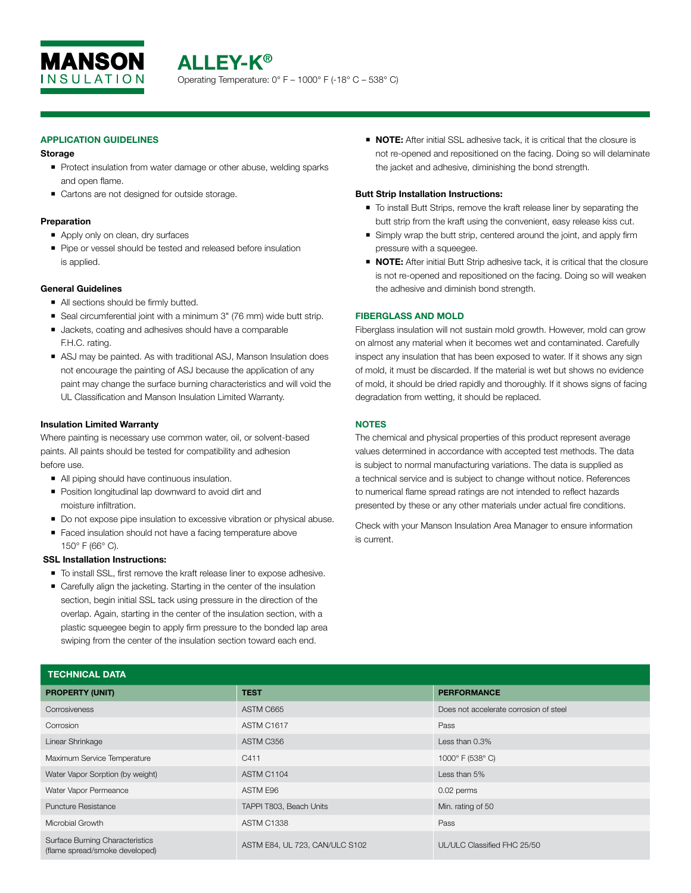# MANSON INSULATION

## ALLEY-K®

Operating Temperature: 0° F – 1000° F (-18° C – 538° C)

### APPLICATION GUIDELINES

**Storage**

- Protect insulation from water damage or other abuse, welding sparks and open flame.
- Cartons are not designed for outside storage.

**Preparation**

- Apply only on clean, dry surfaces
- Pipe or vessel should be tested and released before insulation is applied.

**General Guidelines**

- All sections should be firmly butted.
- Seal circumferential joint with a minimum 3" (76 mm) wide butt strip.
- Jackets, coating and adhesives should have a comparable F.H.C. rating.
- ASJ may be painted. As with traditional ASJ, Manson Insulation does not encourage the painting of ASJ because the application of any paint may change the surface burning characteristics and will void the UL Classification and Manson Insulation Limited Warranty.

**Insulation Limited Warranty**

Where painting is necessary use common water, oil, or solvent-based paints. All paints should be tested for compatibility and adhesion before use.

- All piping should have continuous insulation.
- Position longitudinal lap downward to avoid dirt and moisture infiltration.
- Do not expose pipe insulation to excessive vibration or physical abuse.
- Faced insulation should not have a facing temperature above 150° F (66° C).

**SSL Installation Instructions:**

- To install SSL, first remove the kraft release liner to expose adhesive.
- Carefully align the jacketing. Starting in the center of the insulation section, begin initial SSL tack using pressure in the direction of the overlap. Again, starting in the center of the insulation section, with a plastic squeegee begin to apply firm pressure to the bonded lap area swiping from the center of the insulation section toward each end.
- **NOTE:** After initial SSL adhesive tack, it is critical that the closure is not re-opened and repositioned on the facing. Doing so will delaminate the jacket and adhesive, diminishing the bond strength.

**Butt Strip Installation Instructions:**

- To install Butt Strips, remove the kraft release liner by separating the butt strip from the kraft using the convenient, easy release kiss cut.
- Simply wrap the butt strip, centered around the joint, and apply firm pressure with a squeegee.
- **NOTE:** After initial Butt Strip adhesive tack, it is critical that the closure is not re-opened and repositioned on the facing. Doing so will weaken the adhesive and diminish bond strength.

### FIBERGLASS AND MOLD

Fiberglass insulation will not sustain mold growth. However, mold can grow on almost any material when it becomes wet and contaminated. Carefully inspect any insulation that has been exposed to water. If it shows any sign of mold, it must be discarded. If the material is wet but shows no evidence of mold, it should be dried rapidly and thoroughly. If it shows signs of facing degradation from wetting, it should be replaced.

### NOTES

The chemical and physical properties of this product represent average values determined in accordance with accepted test methods. The data is subject to normal manufacturing variations. The data is supplied as a technical service and is subject to change without notice. References to numerical flame spread ratings are not intended to reflect hazards presented by these or any other materials under actual fire conditions.

Check with your Manson Insulation Area Manager to ensure information is current.

### TECHNICAL DATA

| PROPERTY (UNIT) | TEST | PERFORMANCE |
|---|---|---|
| Corrosiveness | ASTM C665 | Does not accelerate corrosion of steel |
| Corrosion | ASTM C1617 | Pass |
| Linear Shrinkage | ASTM C356 | Less than 0.3% |
| Maximum Service Temperature | C411 | 1000° F (538° C) |
| Water Vapor Sorption (by weight) | ASTM C1104 | Less than 5% |
| Water Vapor Permeance | ASTM E96 | 0.02 perms |
| Puncture Resistance | TAPPI T803, Beach Units | Min. rating of 50 |
| Microbial Growth | ASTM C1338 | Pass |
| Surface Burning Characteristics (flame spread/smoke developed) | ASTM E84, UL 723, CAN/ULC S102 | UL/ULC Classified FHC 25/50 |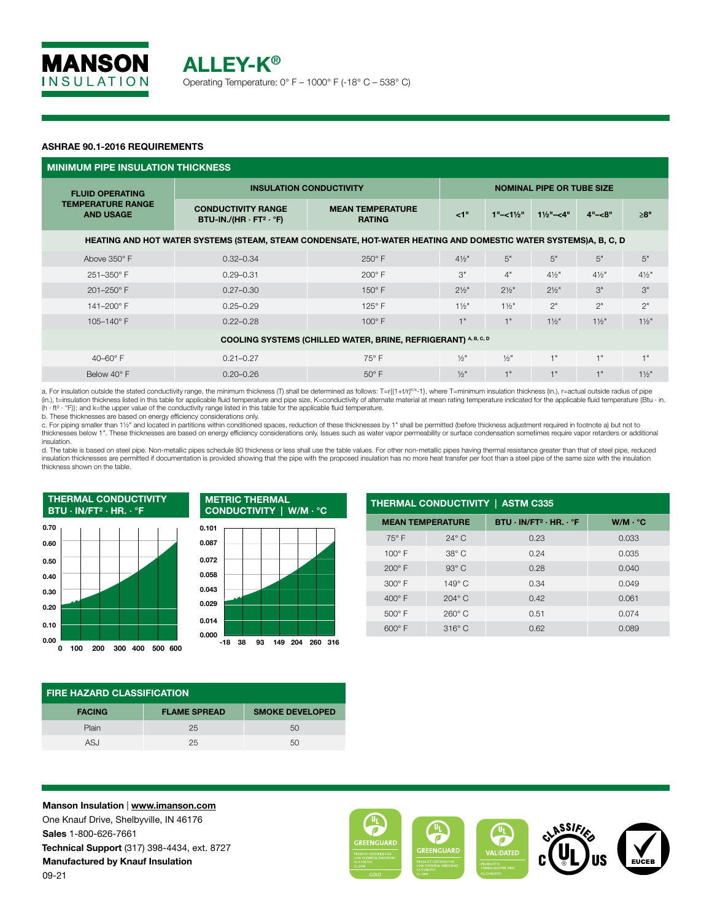# MANSON INSULATION

# ALLEY-K®

Operating Temperature: 0° F – 1000° F (-18° C – 538° C)

## ASHRAE 90.1-2016 REQUIREMENTS

### MINIMUM PIPE INSULATION THICKNESS

| FLUID OPERATING TEMPERATURE RANGE AND USAGE | INSULATION CONDUCTIVITY | | NOMINAL PIPE OR TUBE SIZE | | | | |
|---|---|---|---|---|---|---|---|
| | CONDUCTIVITY RANGE BTU-IN./(HR · FT² · °F) | MEAN TEMPERATURE RATING | <1" | 1"–<1½" | 1½"–<4" | 4"–<8" | ≥8" |
| **HEATING AND HOT WATER SYSTEMS (STEAM, STEAM CONDENSATE, HOT-WATER HEATING AND DOMESTIC WATER SYSTEMS)A, B, C, D** | | | | | | | |
| Above 350° F | 0.32–0.34 | 250° F | 4½" | 5" | 5" | 5" | 5" |
| 251–350° F | 0.29–0.31 | 200° F | 3" | 4" | 4½" | 4½" | 4½" |
| 201–250° F | 0.27–0.30 | 150° F | 2½" | 2½" | 2½" | 3" | 3" |
| 141–200° F | 0.25–0.29 | 125° F | 1½" | 1½" | 2" | 2" | 2" |
| 105–140° F | 0.22–0.28 | 100° F | 1" | 1" | 1½" | 1½" | 1½" |
| **COOLING SYSTEMS (CHILLED WATER, BRINE, REFRIGERANT) [A, B, C, D]** | | | | | | | |
| 40–60° F | 0.21–0.27 | 75° F | ½" | ½" | 1" | 1" | 1" |
| Below 40° F | 0.20–0.26 | 50° F | ½" | 1" | 1" | 1" | 1½" |

a. For insulation outside the stated conductivity range, the minimum thickness (T) shall be determined as follows: $T=r\{(1+t/r)^{K/k}-1\}$, where T=minimum insulation thickness (in.), r=actual outside radius of pipe (in.), t=insulation thickness listed in this table for applicable fluid temperature and pipe size, K=conductivity of alternate material at mean rating temperature indicated for the applicable fluid temperature (Btu · in. (h · ft² · °F)); and k=the upper value of the conductivity range listed in this table for the applicable fluid temperature.

b. These thicknesses are based on energy efficiency considerations only.

c. For piping smaller than 1½" and located in partitions within conditioned spaces, reduction of these thicknesses by 1" shall be permitted (before thickness adjustment required in footnote a) but not to thicknesses below 1". These thicknesses are based on energy efficiency considerations only. Issues such as water vapor permeability or surface condensation sometimes require vapor retarders or additional insulation.

d. The table is based on steel pipe. Non-metallic pipes schedule 80 thickness or less shall use the table values. For other non-metallic pipes having thermal resistance greater than that of steel pipe, reduced insulation thicknesses are permitted if documentation is provided showing that the pipe with the proposed insulation has no more heat transfer per foot than a steel pipe of the same size with the insulation thickness shown on the table.

### THERMAL CONDUCTIVITY BTU · IN/FT² · HR. · °F

0.70
0.60
0.50
0.40
0.30
0.20
0.10
0.00
0 100 200 300 400 500 600

### METRIC THERMAL CONDUCTIVITY | W/M · °C

0.101
0.087
0.072
0.058
0.043
0.029
0.014
0.000
-18 38 93 149 204 260 316

### THERMAL CONDUCTIVITY | ASTM C335

| MEAN TEMPERATURE | | BTU · IN/FT² · HR. · °F | W/M · °C |
|---|---|---|---|
| 75° F | 24° C | 0.23 | 0.033 |
| 100° F | 38° C | 0.24 | 0.035 |
| 200° F | 93° C | 0.28 | 0.040 |
| 300° F | 149° C | 0.34 | 0.049 |
| 400° F | 204° C | 0.42 | 0.061 |
| 500° F | 260° C | 0.51 | 0.074 |
| 600° F | 316° C | 0.62 | 0.089 |

### FIRE HAZARD CLASSIFICATION

| FACING | FLAME SPREAD | SMOKE DEVELOPED |
|---|---|---|
| Plain | 25 | 50 |
| ASJ | 25 | 50 |

**Manson Insulation** | **www.imanson.com**
One Knauf Drive, Shelbyville, IN 46176
**Sales** 1-800-626-7661
**Technical Support** (317) 398-4434, ext. 8727
**Manufactured by Knauf Insulation**
09-21